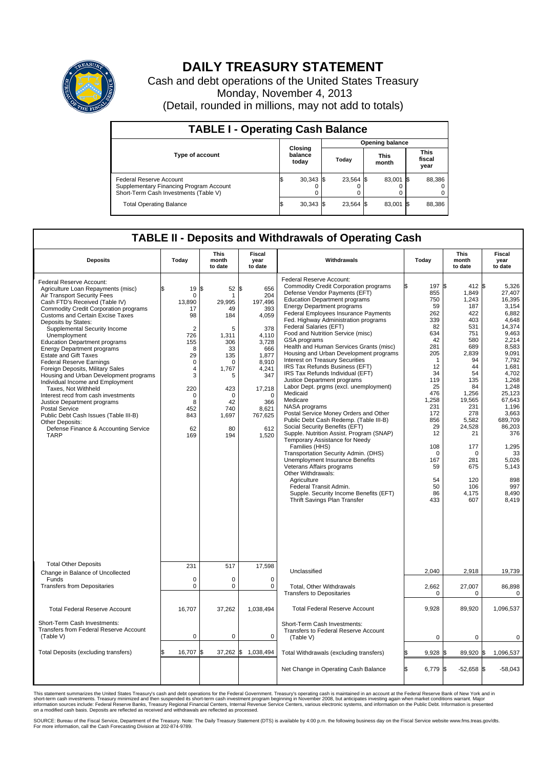# DAILY TREASURY STATEMENT

Cash and debt operations of the United States Treasury
Monday, November 4, 2013
(Detail, rounded in millions, may not add to totals)

## TABLE I - Operating Cash Balance

| Type of account | Closing balance today | Opening balance Today | Opening balance This month | Opening balance This fiscal year |
|---|---|---|---|---|
| Federal Reserve Account | $ 30,343 | $ 23,564 | $ 83,001 | $ 88,386 |
| Supplementary Financing Program Account | 0 | 0 | 0 | 0 |
| Short-Term Cash Investments (Table V) | 0 | 0 | 0 | 0 |
| Total Operating Balance | $ 30,343 | $ 23,564 | $ 83,001 | $ 88,386 |

## TABLE II - Deposits and Withdrawals of Operating Cash

| Deposits | Today | This month to date | Fiscal year to date |
|---|---|---|---|
| Federal Reserve Account: | | | |
| Agriculture Loan Repayments (misc) | $ 19 | $ 52 | $ 656 |
| Air Transport Security Fees | 0 | 1 | 204 |
| Cash FTD's Received (Table IV) | 13,890 | 29,995 | 197,496 |
| Commodity Credit Corporation programs | 17 | 49 | 393 |
| Customs and Certain Excise Taxes | 98 | 184 | 4,059 |
| Deposits by States: | | | |
| Supplemental Security Income | 2 | 5 | 378 |
| Unemployment | 726 | 1,311 | 4,110 |
| Education Department programs | 155 | 306 | 3,728 |
| Energy Department programs | 8 | 33 | 666 |
| Estate and Gift Taxes | 29 | 135 | 1,877 |
| Federal Reserve Earnings | 0 | 0 | 8,910 |
| Foreign Deposits, Military Sales | 4 | 1,767 | 4,241 |
| Housing and Urban Development programs | 3 | 5 | 347 |
| Individual Income and Employment Taxes, Not Withheld | 220 | 423 | 17,218 |
| Interest recd from cash investments | 0 | 0 | 0 |
| Justice Department programs | 8 | 42 | 366 |
| Postal Service | 452 | 740 | 8,621 |
| Public Debt Cash Issues (Table III-B) | 843 | 1,697 | 767,625 |
| Other Deposits: | | | |
| Defense Finance & Accounting Service | 62 | 80 | 612 |
| TARP | 169 | 194 | 1,520 |
| Total Other Deposits | 231 | 517 | 17,598 |
| Change in Balance of Uncollected Funds | 0 | 0 | 0 |
| Transfers from Depositaries | 0 | 0 | 0 |
| Total Federal Reserve Account | 16,707 | 37,262 | 1,038,494 |
| Short-Term Cash Investments: Transfers from Federal Reserve Account (Table V) | 0 | 0 | 0 |
| Total Deposits (excluding transfers) | $ 16,707 | $ 37,262 | $ 1,038,494 |

| Withdrawals | Today | This month to date | Fiscal year to date |
|---|---|---|---|
| Federal Reserve Account: | | | |
| Commodity Credit Corporation programs | $ 197 | $ 412 | $ 5,326 |
| Defense Vendor Payments (EFT) | 855 | 1,849 | 27,407 |
| Education Department programs | 750 | 1,243 | 16,395 |
| Energy Department programs | 59 | 187 | 3,154 |
| Federal Employees Insurance Payments | 262 | 422 | 6,882 |
| Fed. Highway Administration programs | 339 | 403 | 4,648 |
| Federal Salaries (EFT) | 82 | 531 | 14,374 |
| Food and Nutrition Service (misc) | 634 | 751 | 9,463 |
| GSA programs | 42 | 580 | 2,214 |
| Health and Human Services Grants (misc) | 281 | 689 | 8,583 |
| Housing and Urban Development programs | 205 | 2,839 | 9,091 |
| Interest on Treasury Securities | 1 | 94 | 7,792 |
| IRS Tax Refunds Business (EFT) | 12 | 44 | 1,681 |
| IRS Tax Refunds Individual (EFT) | 34 | 54 | 4,702 |
| Justice Department programs | 119 | 135 | 1,268 |
| Labor Dept. prgms (excl. unemployment) | 25 | 84 | 1,248 |
| Medicaid | 476 | 1,256 | 25,123 |
| Medicare | 1,258 | 19,565 | 67,643 |
| NASA programs | 231 | 231 | 1,196 |
| Postal Service Money Orders and Other | 172 | 278 | 3,663 |
| Public Debt Cash Redemp. (Table III-B) | 856 | 5,582 | 689,709 |
| Social Security Benefits (EFT) | 29 | 24,528 | 86,203 |
| Supple. Nutrition Assist. Program (SNAP) | 12 | 21 | 376 |
| Temporary Assistance for Needy Families (HHS) | 108 | 177 | 1,295 |
| Transportation Security Admin. (DHS) | 0 | 0 | 33 |
| Unemployment Insurance Benefits | 167 | 281 | 5,026 |
| Veterans Affairs programs | 59 | 675 | 5,143 |
| Other Withdrawals: | | | |
| Agriculture | 54 | 120 | 898 |
| Federal Transit Admin. | 50 | 106 | 997 |
| Supple. Security Income Benefits (EFT) | 86 | 4,175 | 8,490 |
| Thrift Savings Plan Transfer | 433 | 607 | 8,419 |
| Unclassified | 2,040 | 2,918 | 19,739 |
| Total, Other Withdrawals | 2,662 | 27,007 | 86,898 |
| Transfers to Depositaries | 0 | 0 | 0 |
| Total Federal Reserve Account | 9,928 | 89,920 | 1,096,537 |
| Short-Term Cash Investments: Transfers to Federal Reserve Account (Table V) | 0 | 0 | 0 |
| Total Withdrawals (excluding transfers) | $ 9,928 | $ 89,920 | $ 1,096,537 |
| Net Change in Operating Cash Balance | $ 6,779 | $ -52,658 | $ -58,043 |

This statement summarizes the United States Treasury's cash and debt operations for the Federal Government. Treasury's operating cash is maintained in an account at the Federal Reserve Bank of New York and in short-term cash investments. Treasury minimized and then suspended its short-term cash investment program beginning in November 2008, but anticipates investing again when market conditions warrant. Major information sources include: Federal Reserve Banks, Treasury Regional Financial Centers, Internal Revenue Service Centers, various electronic systems, and information on the Public Debt. Information is presented on a modified cash basis. Deposits are reflected as received and withdrawals are reflected as processed.

SOURCE: Bureau of the Fiscal Service, Department of the Treasury. Note: The Daily Treasury Statement (DTS) is available by 4:00 p.m. the following business day on the Fiscal Service website www.fms.treas.gov/dts. For more information, call the Cash Forecasting Division at 202-874-9789.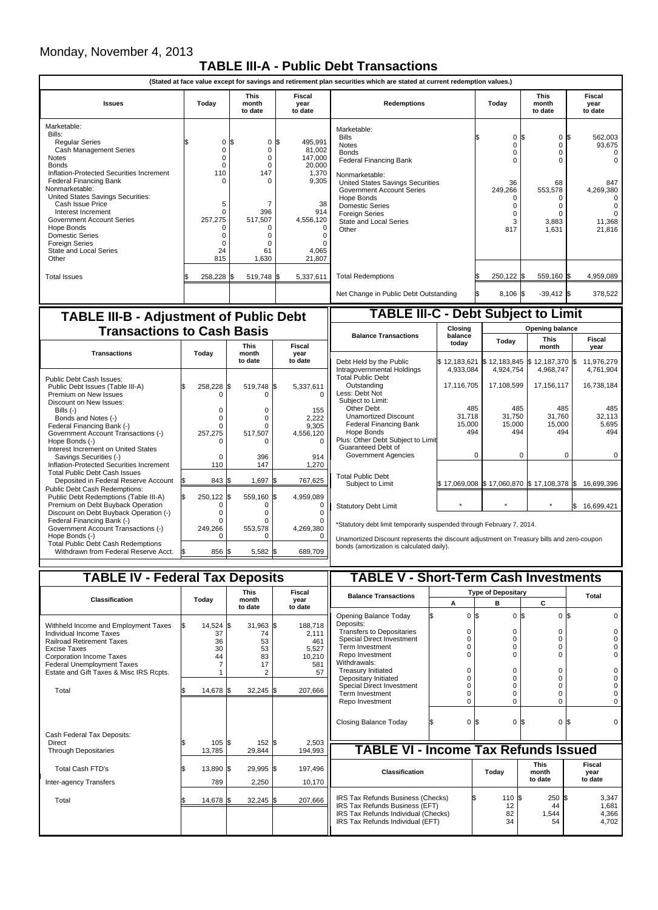Monday, November 4, 2013

# TABLE III-A - Public Debt Transactions

(Stated at face value except for savings and retirement plan securities which are stated at current redemption values.)

| Issues | Today | This month to date | Fiscal year to date | Redemptions | Today | This month to date | Fiscal year to date |
|---|---|---|---|---|---|---|---|
| Marketable: | | | | Marketable: | | | |
| Bills: | | | | Bills | $ 0 | $ 0 | $ 562,003 |
| Regular Series | $ 0 | $ 0 | $ 495,991 | Notes | 0 | 0 | 93,675 |
| Cash Management Series | 0 | 0 | 81,002 | Bonds | 0 | 0 | 0 |
| Notes | 0 | 0 | 147,000 | Federal Financing Bank | 0 | 0 | 0 |
| Bonds | 0 | 0 | 20,000 | | | | |
| Inflation-Protected Securities Increment | 110 | 147 | 1,370 | Nonmarketable: | | | |
| Federal Financing Bank | 0 | 0 | 9,305 | United States Savings Securities | 36 | 68 | 847 |
| Nonmarketable: | | | | Government Account Series | 249,266 | 553,578 | 4,269,380 |
| United States Savings Securities: | | | | Hope Bonds | 0 | 0 | 0 |
| Cash Issue Price | 5 | 7 | 38 | Domestic Series | 0 | 0 | 0 |
| Interest Increment | 0 | 396 | 914 | Foreign Series | 0 | 0 | 0 |
| Government Account Series | 257,275 | 517,507 | 4,556,120 | State and Local Series | 3 | 3,883 | 11,368 |
| Hope Bonds | 0 | 0 | 0 | Other | 817 | 1,631 | 21,816 |
| Domestic Series | 0 | 0 | 0 | | | | |
| Foreign Series | 0 | 0 | 0 | | | | |
| State and Local Series | 24 | 61 | 4,065 | | | | |
| Other | 815 | 1,630 | 21,807 | | | | |
| Total Issues | $ 258,228 | $ 519,748 | $ 5,337,611 | Total Redemptions | $ 250,122 | $ 559,160 | $ 4,959,089 |
| | | | | Net Change in Public Debt Outstanding | $ 8,106 | $ -39,412 | $ 378,522 |

# TABLE III-B - Adjustment of Public Debt Transactions to Cash Basis

| Transactions | Today | This month to date | Fiscal year to date |
|---|---|---|---|
| Public Debt Cash Issues: | | | |
| Public Debt Issues (Table III-A) | $ 258,228 | $ 519,748 | $ 5,337,611 |
| Premium on New Issues | 0 | 0 | 0 |
| Discount on New Issues: | | | |
| Bills (-) | 0 | 0 | 155 |
| Bonds and Notes (-) | 0 | 0 | 2,222 |
| Federal Financing Bank (-) | 0 | 0 | 9,305 |
| Government Account Transactions (-) | 257,275 | 517,507 | 4,556,120 |
| Hope Bonds (-) | 0 | 0 | 0 |
| Interest Increment on United States Savings Securities (-) | 0 | 396 | 914 |
| Inflation-Protected Securities Increment | 110 | 147 | 1,270 |
| Total Public Debt Cash Issues Deposited in Federal Reserve Account | $ 843 | $ 1,697 | $ 767,625 |
| Public Debt Cash Redemptions: | | | |
| Public Debt Redemptions (Table III-A) | $ 250,122 | $ 559,160 | $ 4,959,089 |
| Premium on Debt Buyback Operation | 0 | 0 | 0 |
| Discount on Debt Buyback Operation (-) | 0 | 0 | 0 |
| Federal Financing Bank (-) | 0 | 0 | 0 |
| Government Account Transactions (-) | 249,266 | 553,578 | 4,269,380 |
| Hope Bonds (-) | 0 | 0 | 0 |
| Total Public Debt Cash Redemptions Withdrawn from Federal Reserve Acct. | $ 856 | $ 5,582 | $ 689,709 |

# TABLE III-C - Debt Subject to Limit

| Balance Transactions | Closing balance today | Opening balance Today | This month | Fiscal year |
|---|---|---|---|---|
| Debt Held by the Public | $ 12,183,621 | $ 12,183,845 | $ 12,187,370 | $ 11,976,279 |
| Intragovernmental Holdings | 4,933,084 | 4,924,754 | 4,968,747 | 4,761,904 |
| Total Public Debt Outstanding | 17,116,705 | 17,108,599 | 17,156,117 | 16,738,184 |
| Less: Debt Not Subject to Limit: | | | | |
| Other Debt | 485 | 485 | 485 | 485 |
| Unamortized Discount | 31,718 | 31,750 | 31,760 | 32,113 |
| Federal Financing Bank | 15,000 | 15,000 | 15,000 | 5,695 |
| Hope Bonds | 494 | 494 | 494 | 494 |
| Plus: Other Debt Subject to Limit | | | | |
| Guaranteed Debt of Government Agencies | 0 | 0 | 0 | 0 |
| Total Public Debt Subject to Limit | $ 17,069,008 | $ 17,060,870 | $ 17,108,378 | $ 16,699,396 |
| Statutory Debt Limit | * | * | * | $ 16,699,421 |

*Statutory debt limit temporarily suspended through February 7, 2014.

Unamortized Discount represents the discount adjustment on Treasury bills and zero-coupon bonds (amortization is calculated daily).

# TABLE IV - Federal Tax Deposits

| Classification | Today | This month to date | Fiscal year to date |
|---|---|---|---|
| Withheld Income and Employment Taxes | $ 14,524 | $ 31,963 | $ 188,718 |
| Individual Income Taxes | 37 | 74 | 2,111 |
| Railroad Retirement Taxes | 36 | 53 | 461 |
| Excise Taxes | 30 | 53 | 5,527 |
| Corporation Income Taxes | 44 | 83 | 10,210 |
| Federal Unemployment Taxes | 7 | 17 | 581 |
| Estate and Gift Taxes & Misc IRS Rcpts. | 1 | 2 | 57 |
| Total | $ 14,678 | $ 32,245 | $ 207,666 |
| Cash Federal Tax Deposits: | | | |
| Direct | $ 105 | $ 152 | $ 2,503 |
| Through Depositaries | 13,785 | 29,844 | 194,993 |
| Total Cash FTD's | $ 13,890 | $ 29,995 | $ 197,496 |
| Inter-agency Transfers | 789 | 2,250 | 10,170 |
| Total | $ 14,678 | $ 32,245 | $ 207,666 |

# TABLE V - Short-Term Cash Investments

| Balance Transactions | Type of Depositary A | B | C | Total |
|---|---|---|---|---|
| Opening Balance Today | $ 0 | $ 0 | $ 0 | $ 0 |
| Deposits: | | | | |
| Transfers to Depositaries | 0 | 0 | 0 | 0 |
| Special Direct Investment | 0 | 0 | 0 | 0 |
| Term Investment | 0 | 0 | 0 | 0 |
| Repo Investment | 0 | 0 | 0 | 0 |
| Withdrawals: | | | | |
| Treasury Initiated | 0 | 0 | 0 | 0 |
| Depositary Initiated | 0 | 0 | 0 | 0 |
| Special Direct Investment | 0 | 0 | 0 | 0 |
| Term Investment | 0 | 0 | 0 | 0 |
| Repo Investment | 0 | 0 | 0 | 0 |
| Closing Balance Today | $ 0 | $ 0 | $ 0 | $ 0 |

# TABLE VI - Income Tax Refunds Issued

| Classification | Today | This month to date | Fiscal year to date |
|---|---|---|---|
| IRS Tax Refunds Business (Checks) | $ 110 | $ 250 | $ 3,347 |
| IRS Tax Refunds Business (EFT) | 12 | 44 | 1,681 |
| IRS Tax Refunds Individual (Checks) | 82 | 1,544 | 4,366 |
| IRS Tax Refunds Individual (EFT) | 34 | 54 | 4,702 |